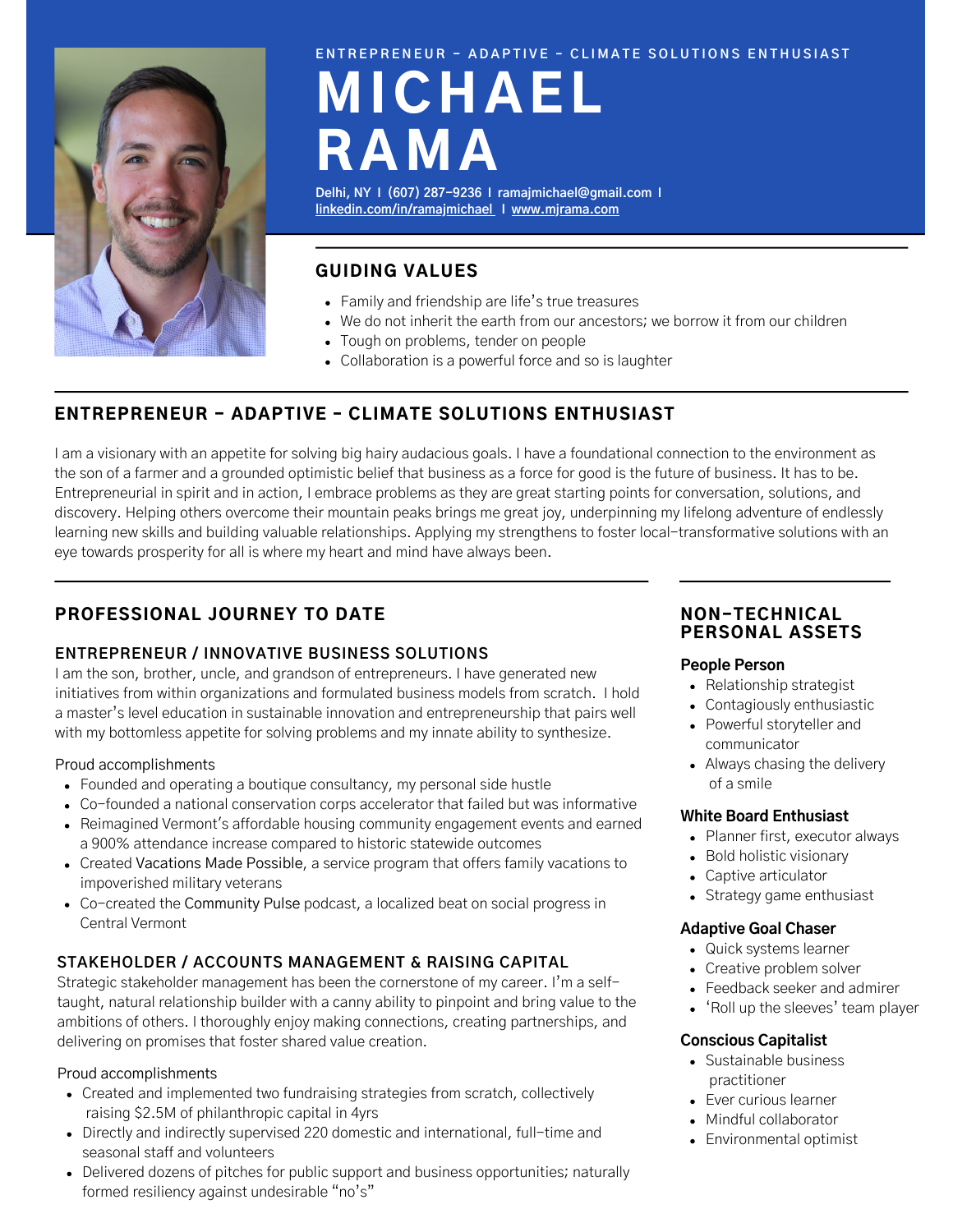ENTREPRENEUR – ADAPTIVE – CLIMATE SOLUTIONS ENTHUSIAST

# MICHAEL RAMA

Delhi, NY I (607) 287-9236 I ramajmichael@gmail.com I
linkedin.com/in/ramajmichael I www.mjrama.com

## GUIDING VALUES

- Family and friendship are life's true treasures
- We do not inherit the earth from our ancestors; we borrow it from our children
- Tough on problems, tender on people
- Collaboration is a powerful force and so is laughter

## ENTREPRENEUR – ADAPTIVE – CLIMATE SOLUTIONS ENTHUSIAST

I am a visionary with an appetite for solving big hairy audacious goals. I have a foundational connection to the environment as the son of a farmer and a grounded optimistic belief that business as a force for good is the future of business. It has to be. Entrepreneurial in spirit and in action, I embrace problems as they are great starting points for conversation, solutions, and discovery. Helping others overcome their mountain peaks brings me great joy, underpinning my lifelong adventure of endlessly learning new skills and building valuable relationships. Applying my strengthens to foster local-transformative solutions with an eye towards prosperity for all is where my heart and mind have always been.

## PROFESSIONAL JOURNEY TO DATE

### ENTREPRENEUR / INNOVATIVE BUSINESS SOLUTIONS

I am the son, brother, uncle, and grandson of entrepreneurs. I have generated new initiatives from within organizations and formulated business models from scratch. I hold a master's level education in sustainable innovation and entrepreneurship that pairs well with my bottomless appetite for solving problems and my innate ability to synthesize.

Proud accomplishments

- Founded and operating a boutique consultancy, my personal side hustle
- Co-founded a national conservation corps accelerator that failed but was informative
- Reimagined Vermont's affordable housing community engagement events and earned a 900% attendance increase compared to historic statewide outcomes
- Created Vacations Made Possible, a service program that offers family vacations to impoverished military veterans
- Co-created the Community Pulse podcast, a localized beat on social progress in Central Vermont

### STAKEHOLDER / ACCOUNTS MANAGEMENT & RAISING CAPITAL

Strategic stakeholder management has been the cornerstone of my career. I'm a self-taught, natural relationship builder with a canny ability to pinpoint and bring value to the ambitions of others. I thoroughly enjoy making connections, creating partnerships, and delivering on promises that foster shared value creation.

Proud accomplishments

- Created and implemented two fundraising strategies from scratch, collectively raising $2.5M of philanthropic capital in 4yrs
- Directly and indirectly supervised 220 domestic and international, full-time and seasonal staff and volunteers
- Delivered dozens of pitches for public support and business opportunities; naturally formed resiliency against undesirable "no's"

## NON-TECHNICAL PERSONAL ASSETS

**People Person**

- Relationship strategist
- Contagiously enthusiastic
- Powerful storyteller and communicator
- Always chasing the delivery of a smile

**White Board Enthusiast**

- Planner first, executor always
- Bold holistic visionary
- Captive articulator
- Strategy game enthusiast

**Adaptive Goal Chaser**

- Quick systems learner
- Creative problem solver
- Feedback seeker and admirer
- 'Roll up the sleeves' team player

**Conscious Capitalist**

- Sustainable business practitioner
- Ever curious learner
- Mindful collaborator
- Environmental optimist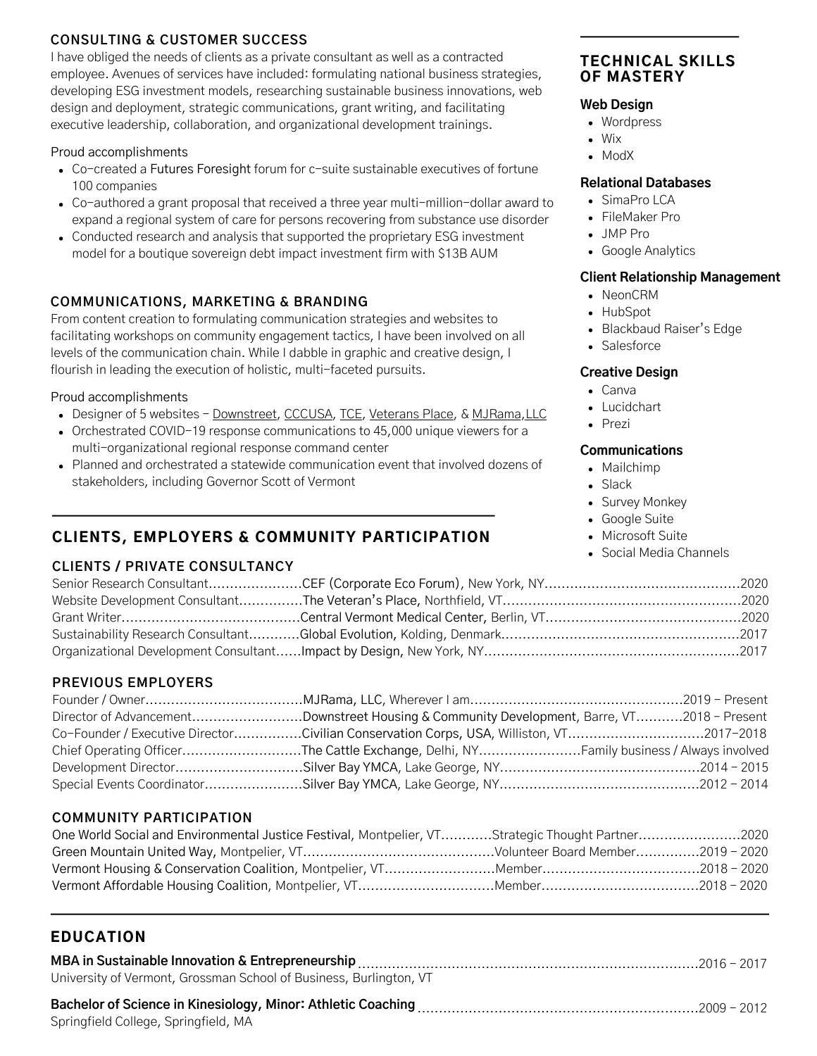## CONSULTING & CUSTOMER SUCCESS

I have obliged the needs of clients as a private consultant as well as a contracted employee. Avenues of services have included: formulating national business strategies, developing ESG investment models, researching sustainable business innovations, web design and deployment, strategic communications, grant writing, and facilitating executive leadership, collaboration, and organizational development trainings.

Proud accomplishments

- Co-created a Futures Foresight forum for c-suite sustainable executives of fortune 100 companies
- Co-authored a grant proposal that received a three year multi-million-dollar award to expand a regional system of care for persons recovering from substance use disorder
- Conducted research and analysis that supported the proprietary ESG investment model for a boutique sovereign debt impact investment firm with $13B AUM

## COMMUNICATIONS, MARKETING & BRANDING

From content creation to formulating communication strategies and websites to facilitating workshops on community engagement tactics, I have been involved on all levels of the communication chain. While I dabble in graphic and creative design, I flourish in leading the execution of holistic, multi-faceted pursuits.

Proud accomplishments

- Designer of 5 websites - Downstreet, CCCUSA, TCE, Veterans Place, & MJRama,LLC
- Orchestrated COVID-19 response communications to 45,000 unique viewers for a multi-organizational regional response command center
- Planned and orchestrated a statewide communication event that involved dozens of stakeholders, including Governor Scott of Vermont

## TECHNICAL SKILLS OF MASTERY

### Web Design
- Wordpress
- Wix
- ModX

### Relational Databases
- SimaPro LCA
- FileMaker Pro
- JMP Pro
- Google Analytics

### Client Relationship Management
- NeonCRM
- HubSpot
- Blackbaud Raiser's Edge
- Salesforce

### Creative Design
- Canva
- Lucidchart
- Prezi

### Communications
- Mailchimp
- Slack
- Survey Monkey
- Google Suite
- Microsoft Suite
- Social Media Channels

## CLIENTS, EMPLOYERS & COMMUNITY PARTICIPATION

### CLIENTS / PRIVATE CONSULTANCY

Senior Research Consultant……**CEF (Corporate Eco Forum)**, New York, NY……2020
Website Development Consultant……**The Veteran's Place,** Northfield, VT……2020
Grant Writer……**Central Vermont Medical Center,** Berlin, VT……2020
Sustainability Research Consultant……**Global Evolution,** Kolding, Denmark……2017
Organizational Development Consultant……**Impact by Design,** New York, NY……2017

### PREVIOUS EMPLOYERS

Founder / Owner……**MJRama, LLC,** Wherever I am……2019 - Present
Director of Advancement……**Downstreet Housing & Community Development,** Barre, VT……2018 - Present
Co-Founder / Executive Director……**Civilian Conservation Corps, USA,** Williston, VT……2017-2018
Chief Operating Officer……**The Cattle Exchange,** Delhi, NY……Family business / Always involved
Development Director……**Silver Bay YMCA,** Lake George, NY……2014 - 2015
Special Events Coordinator……**Silver Bay YMCA,** Lake George, NY……2012 - 2014

### COMMUNITY PARTICIPATION

**One World Social and Environmental Justice Festival,** Montpelier, VT……Strategic Thought Partner……2020
**Green Mountain United Way,** Montpelier, VT……Volunteer Board Member……2019 - 2020
**Vermont Housing & Conservation Coalition,** Montpelier, VT……Member……2018 - 2020
**Vermont Affordable Housing Coalition,** Montpelier, VT……Member……2018 - 2020

## EDUCATION

**MBA in Sustainable Innovation & Entrepreneurship** ……2016 - 2017
University of Vermont, Grossman School of Business, Burlington, VT

**Bachelor of Science in Kinesiology, Minor: Athletic Coaching** ……2009 - 2012
Springfield College, Springfield, MA